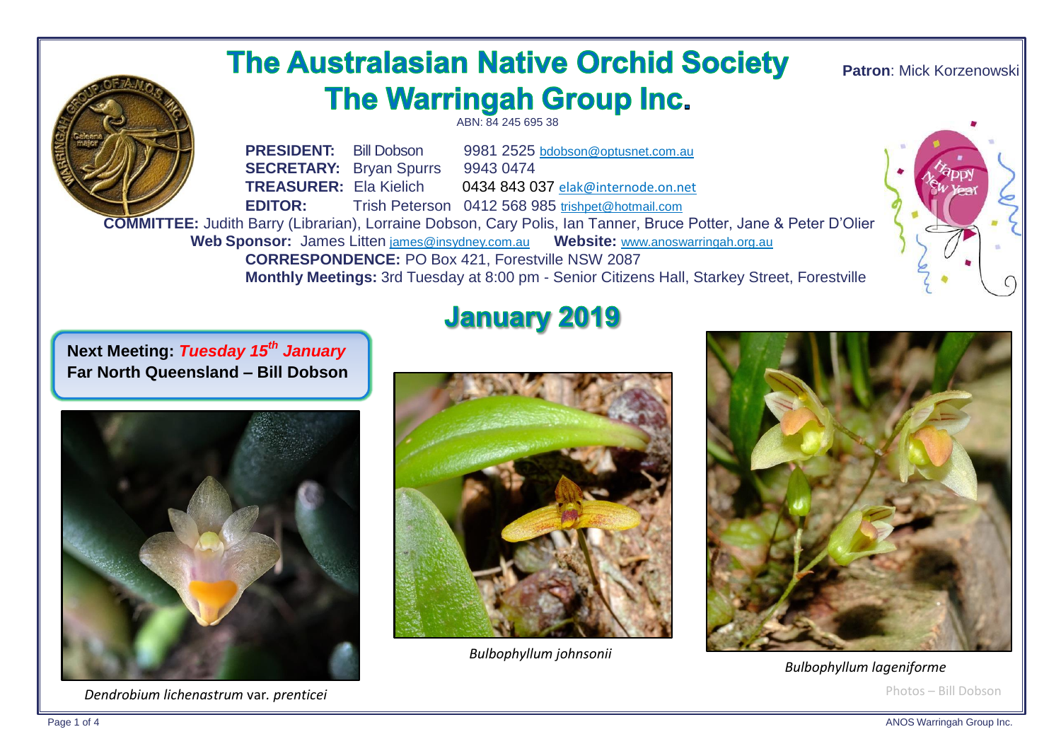# The Australasian Native Orchid Society
# The Warringah Group Inc.

ABN: 84 245 695 38

**Patron**: Mick Korzenowski

**PRESIDENT:** Bill Dobson 9981 2525 bdobson@optusnet.com.au
**SECRETARY:** Bryan Spurrs 9943 0474
**TREASURER:** Ela Kielich 0434 843 037 elak@internode.on.net
**EDITOR:** Trish Peterson 0412 568 985 trishpet@hotmail.com

**COMMITTEE:** Judith Barry (Librarian), Lorraine Dobson, Cary Polis, Ian Tanner, Bruce Potter, Jane & Peter D'Olier

**Web Sponsor:** James Litten james@insydney.com.au **Website:** www.anoswarringah.org.au

**CORRESPONDENCE:** PO Box 421, Forestville NSW 2087

**Monthly Meetings:** 3rd Tuesday at 8:00 pm - Senior Citizens Hall, Starkey Street, Forestville

## January 2019

**Next Meeting:** ***Tuesday 15th January***
**Far North Queensland – Bill Dobson**

*Dendrobium lichenastrum* var. *prenticei*

*Bulbophyllum johnsonii*

*Bulbophyllum lageniforme*

Photos – Bill Dobson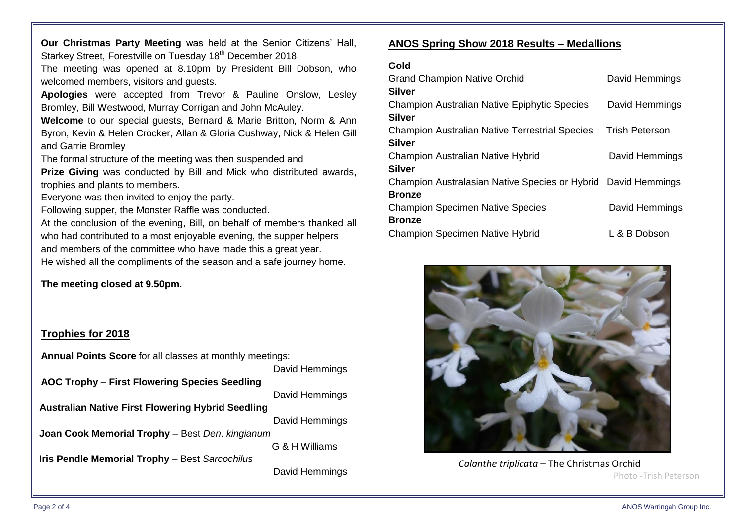**Our Christmas Party Meeting** was held at the Senior Citizens' Hall, Starkey Street, Forestville on Tuesday 18th December 2018.

The meeting was opened at 8.10pm by President Bill Dobson, who welcomed members, visitors and guests.

**Apologies** were accepted from Trevor & Pauline Onslow, Lesley Bromley, Bill Westwood, Murray Corrigan and John McAuley.

**Welcome** to our special guests, Bernard & Marie Britton, Norm & Ann Byron, Kevin & Helen Crocker, Allan & Gloria Cushway, Nick & Helen Gill and Garrie Bromley

The formal structure of the meeting was then suspended and

**Prize Giving** was conducted by Bill and Mick who distributed awards, trophies and plants to members.

Everyone was then invited to enjoy the party.

Following supper, the Monster Raffle was conducted.

At the conclusion of the evening, Bill, on behalf of members thanked all who had contributed to a most enjoyable evening, the supper helpers and members of the committee who have made this a great year.

He wished all the compliments of the season and a safe journey home.

**The meeting closed at 9.50pm.**

## Trophies for 2018

**Annual Points Score** for all classes at monthly meetings:
David Hemmings

**AOC Trophy** – **First Flowering Species Seedling**
David Hemmings

**Australian Native First Flowering Hybrid Seedling**
David Hemmings

**Joan Cook Memorial Trophy** – Best *Den. kingianum*
G & H Williams

**Iris Pendle Memorial Trophy** – Best *Sarcochilus*
David Hemmings

## ANOS Spring Show 2018 Results – Medallions

**Gold**
Grand Champion Native Orchid — David Hemmings

**Silver**
Champion Australian Native Epiphytic Species — David Hemmings

**Silver**
Champion Australian Native Terrestrial Species — Trish Peterson

**Silver**
Champion Australian Native Hybrid — David Hemmings

**Silver**
Champion Australasian Native Species or Hybrid — David Hemmings

**Bronze**
Champion Specimen Native Species — David Hemmings

**Bronze**
Champion Specimen Native Hybrid — L & B Dobson

*Calanthe triplicata* – The Christmas Orchid

Photo -Trish Peterson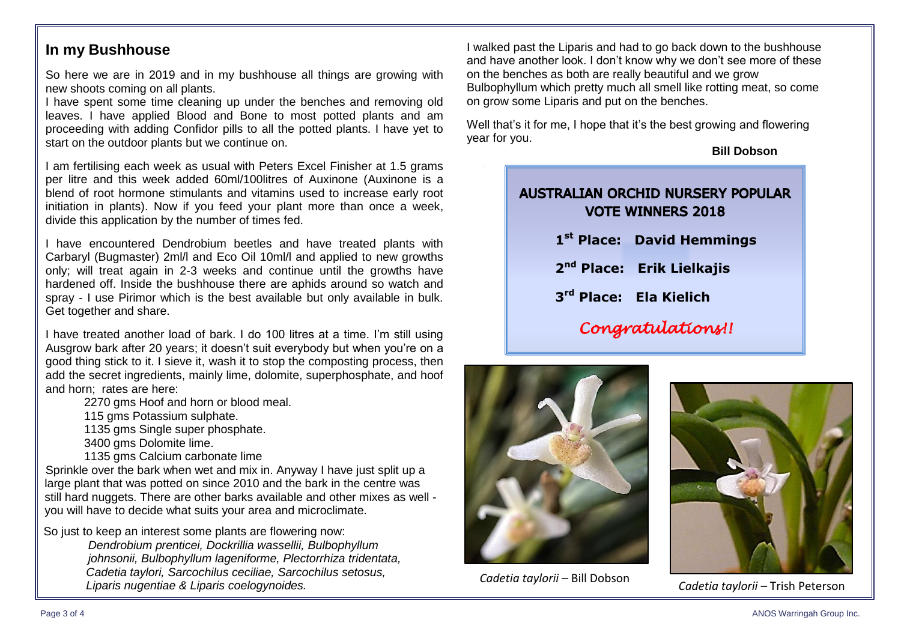## In my Bushhouse

So here we are in 2019 and in my bushhouse all things are growing with new shoots coming on all plants.

I have spent some time cleaning up under the benches and removing old leaves. I have applied Blood and Bone to most potted plants and am proceeding with adding Confidor pills to all the potted plants. I have yet to start on the outdoor plants but we continue on.

I am fertilising each week as usual with Peters Excel Finisher at 1.5 grams per litre and this week added 60ml/100litres of Auxinone (Auxinone is a blend of root hormone stimulants and vitamins used to increase early root initiation in plants). Now if you feed your plant more than once a week, divide this application by the number of times fed.

I have encountered Dendrobium beetles and have treated plants with Carbaryl (Bugmaster) 2ml/l and Eco Oil 10ml/l and applied to new growths only; will treat again in 2-3 weeks and continue until the growths have hardened off. Inside the bushhouse there are aphids around so watch and spray - I use Pirimor which is the best available but only available in bulk. Get together and share.

I have treated another load of bark. I do 100 litres at a time. I'm still using Ausgrow bark after 20 years; it doesn't suit everybody but when you're on a good thing stick to it. I sieve it, wash it to stop the composting process, then add the secret ingredients, mainly lime, dolomite, superphosphate, and hoof and horn; rates are here:

- 2270 gms Hoof and horn or blood meal.
- 115 gms Potassium sulphate.
- 1135 gms Single super phosphate.
- 3400 gms Dolomite lime.
- 1135 gms Calcium carbonate lime

Sprinkle over the bark when wet and mix in. Anyway I have just split up a large plant that was potted on since 2010 and the bark in the centre was still hard nuggets. There are other barks available and other mixes as well - you will have to decide what suits your area and microclimate.

So just to keep an interest some plants are flowering now:

*Dendrobium prenticei, Dockrillia wassellii, Bulbophyllum johnsonii, Bulbophyllum lageniforme, Plectorrhiza tridentata, Cadetia taylori, Sarcochilus ceciliae, Sarcochilus setosus, Liparis nugentiae & Liparis coelogynoides.*

I walked past the Liparis and had to go back down to the bushhouse and have another look. I don't know why we don't see more of these on the benches as both are really beautiful and we grow Bulbophyllum which pretty much all smell like rotting meat, so come on grow some Liparis and put on the benches.

Well that's it for me, I hope that it's the best growing and flowering year for you.

**Bill Dobson**

---

### AUSTRALIAN ORCHID NURSERY POPULAR VOTE WINNERS 2018

**1st Place: David Hemmings**

**2nd Place: Erik Lielkajis**

**3rd Place: Ela Kielich**

*Congratulations!!*

---

*Cadetia taylorii* – Bill Dobson

*Cadetia taylorii* – Trish Peterson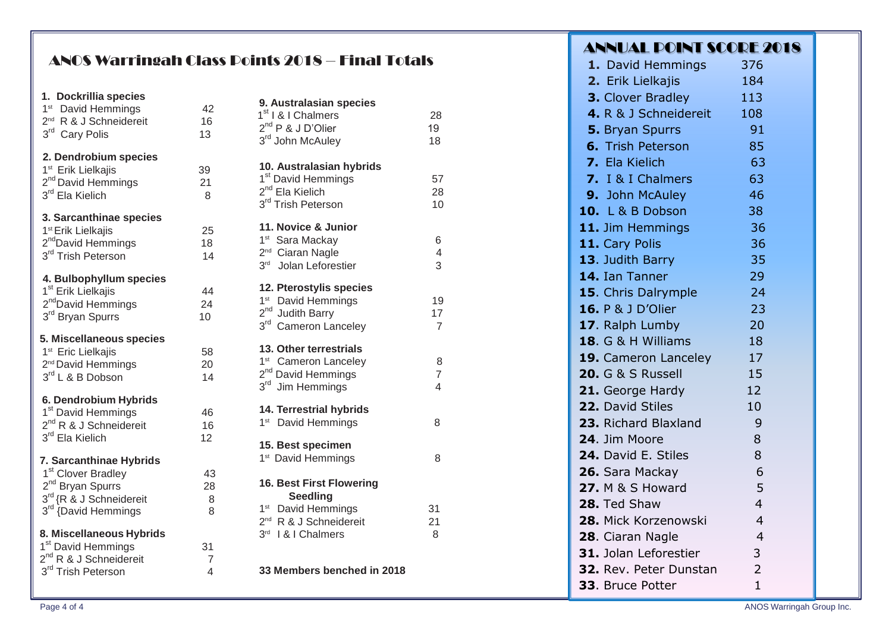# ANOS Warringah Class Points 2018 – Final Totals

**1. Dockrillia species**

| | | |
|---|---|---|
| 1st | David Hemmings | 42 |
| 2nd | R & J Schneidereit | 16 |
| 3rd | Cary Polis | 13 |

**2. Dendrobium species**

| | | |
|---|---|---|
| 1st | Erik Lielkajis | 39 |
| 2nd | David Hemmings | 21 |
| 3rd | Ela Kielich | 8 |

**3. Sarcanthinae species**

| | | |
|---|---|---|
| 1st | Erik Lielkajis | 25 |
| 2nd | David Hemmings | 18 |
| 3rd | Trish Peterson | 14 |

**4. Bulbophyllum species**

| | | |
|---|---|---|
| 1st | Erik Lielkajis | 44 |
| 2nd | David Hemmings | 24 |
| 3rd | Bryan Spurrs | 10 |

**5. Miscellaneous species**

| | | |
|---|---|---|
| 1st | Eric Lielkajis | 58 |
| 2nd | David Hemmings | 20 |
| 3rd | L & B Dobson | 14 |

**6. Dendrobium Hybrids**

| | | |
|---|---|---|
| 1st | David Hemmings | 46 |
| 2nd | R & J Schneidereit | 16 |
| 3rd | Ela Kielich | 12 |

**7. Sarcanthinae Hybrids**

| | | |
|---|---|---|
| 1st | Clover Bradley | 43 |
| 2nd | Bryan Spurrs | 28 |
| 3rd | {R & J Schneidereit | 8 |
| 3rd | {David Hemmings | 8 |

**8. Miscellaneous Hybrids**

| | | |
|---|---|---|
| 1st | David Hemmings | 31 |
| 2nd | R & J Schneidereit | 7 |
| 3rd | Trish Peterson | 4 |

**9. Australasian species**

| | | |
|---|---|---|
| 1st | I & I Chalmers | 28 |
| 2nd | P & J D'Olier | 19 |
| 3rd | John McAuley | 18 |

**10. Australasian hybrids**

| | | |
|---|---|---|
| 1st | David Hemmings | 57 |
| 2nd | Ela Kielich | 28 |
| 3rd | Trish Peterson | 10 |

**11. Novice & Junior**

| | | |
|---|---|---|
| 1st | Sara Mackay | 6 |
| 2nd | Ciaran Nagle | 4 |
| 3rd | Jolan Leforestier | 3 |

**12. Pterostylis species**

| | | |
|---|---|---|
| 1st | David Hemmings | 19 |
| 2nd | Judith Barry | 17 |
| 3rd | Cameron Lanceley | 7 |

**13. Other terrestrials**

| | | |
|---|---|---|
| 1st | Cameron Lanceley | 8 |
| 2nd | David Hemmings | 7 |
| 3rd | Jim Hemmings | 4 |

**14. Terrestrial hybrids**

| | | |
|---|---|---|
| 1st | David Hemmings | 8 |

**15. Best specimen**

| | | |
|---|---|---|
| 1st | David Hemmings | 8 |

**16. Best First Flowering Seedling**

| | | |
|---|---|---|
| 1st | David Hemmings | 31 |
| 2nd | R & J Schneidereit | 21 |
| 3rd | I & I Chalmers | 8 |

**33 Members benched in 2018**

## ANNUAL POINT SCORE 2018

| | | |
|---|---|---|
| 1. | David Hemmings | 376 |
| 2. | Erik Lielkajis | 184 |
| 3. | Clover Bradley | 113 |
| 4. | R & J Schneidereit | 108 |
| 5. | Bryan Spurrs | 91 |
| 6. | Trish Peterson | 85 |
| 7. | Ela Kielich | 63 |
| 7. | I & I Chalmers | 63 |
| 9. | John McAuley | 46 |
| 10. | L & B Dobson | 38 |
| 11. | Jim Hemmings | 36 |
| 11. | Cary Polis | 36 |
| 13. | Judith Barry | 35 |
| 14. | Ian Tanner | 29 |
| 15. | Chris Dalrymple | 24 |
| 16. | P & J D'Olier | 23 |
| 17. | Ralph Lumby | 20 |
| 18. | G & H Williams | 18 |
| 19. | Cameron Lanceley | 17 |
| 20. | G & S Russell | 15 |
| 21. | George Hardy | 12 |
| 22. | David Stiles | 10 |
| 23. | Richard Blaxland | 9 |
| 24. | Jim Moore | 8 |
| 24. | David E. Stiles | 8 |
| 26. | Sara Mackay | 6 |
| 27. | M & S Howard | 5 |
| 28. | Ted Shaw | 4 |
| 28. | Mick Korzenowski | 4 |
| 28. | Ciaran Nagle | 4 |
| 31. | Jolan Leforestier | 3 |
| 32. | Rev. Peter Dunstan | 2 |
| 33. | Bruce Potter | 1 |